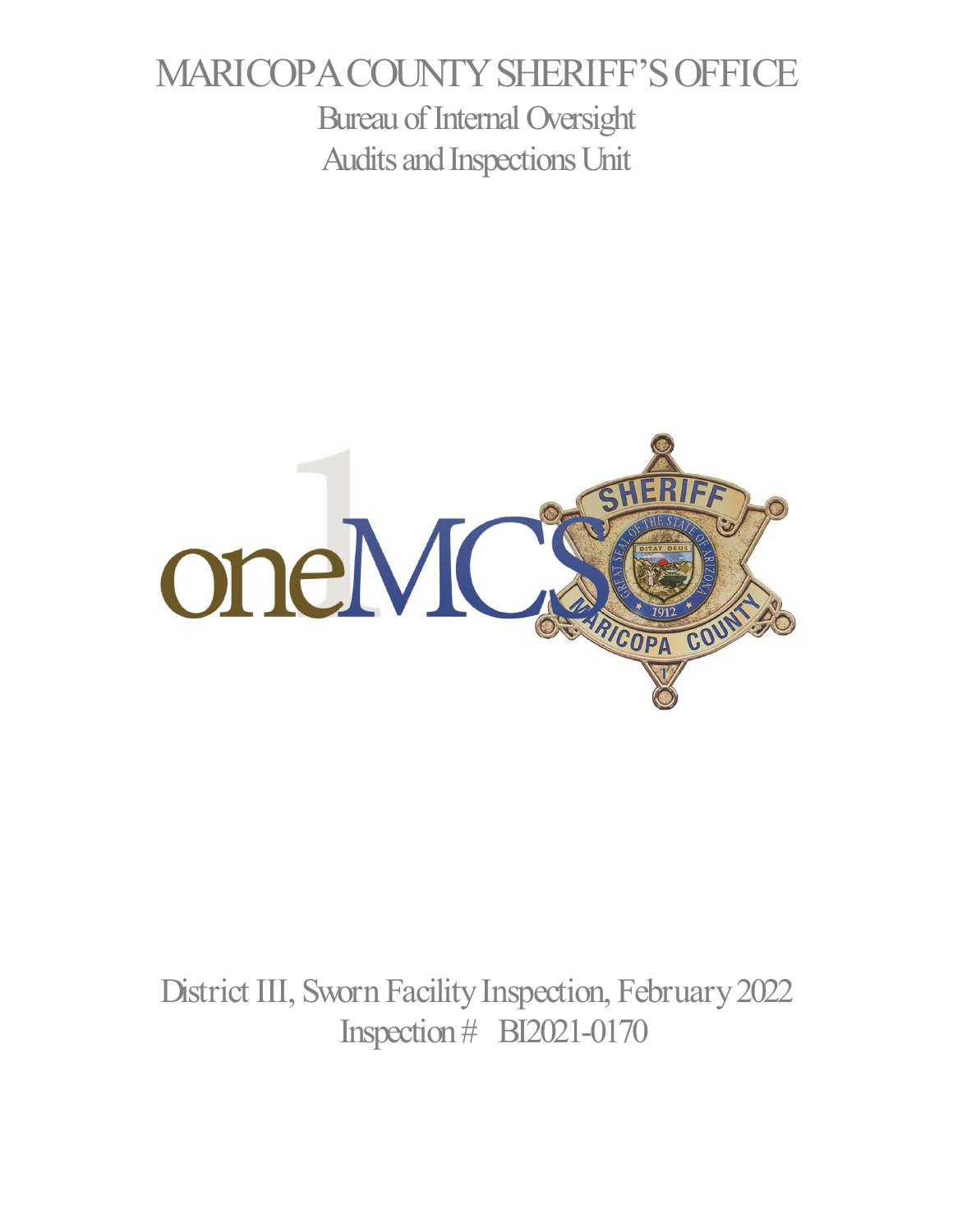# MARICOPA COUNTY SHERIFF'S OFFICE

## Bureau of Internal Oversight

## Audits and Inspections Unit

District III, Sworn Facility Inspection, February 2022

Inspection # BI2021-0170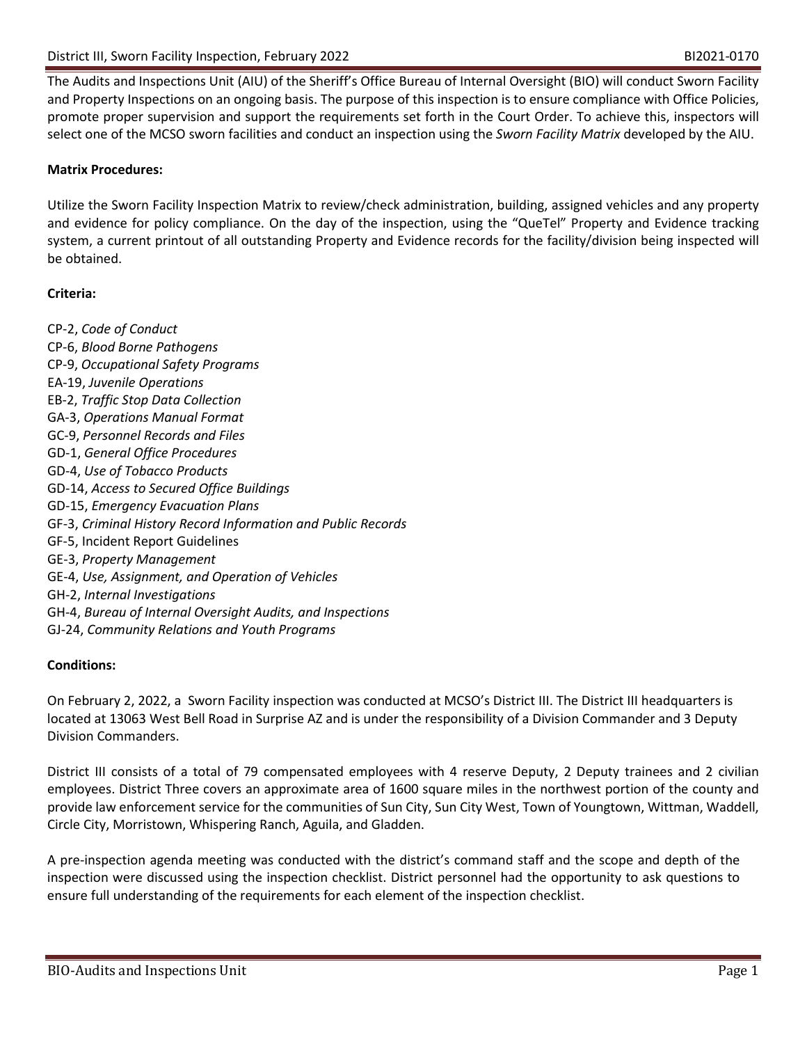The Audits and Inspections Unit (AIU) of the Sheriff's Office Bureau of Internal Oversight (BIO) will conduct Sworn Facility and Property Inspections on an ongoing basis. The purpose of this inspection is to ensure compliance with Office Policies, promote proper supervision and support the requirements set forth in the Court Order. To achieve this, inspectors will select one of the MCSO sworn facilities and conduct an inspection using the *Sworn Facility Matrix* developed by the AIU.

**Matrix Procedures:**

Utilize the Sworn Facility Inspection Matrix to review/check administration, building, assigned vehicles and any property and evidence for policy compliance. On the day of the inspection, using the "QueTel" Property and Evidence tracking system, a current printout of all outstanding Property and Evidence records for the facility/division being inspected will be obtained.

**Criteria:**

CP-2, *Code of Conduct*
CP-6, *Blood Borne Pathogens*
CP-9, *Occupational Safety Programs*
EA-19, *Juvenile Operations*
EB-2, *Traffic Stop Data Collection*
GA-3, *Operations Manual Format*
GC-9, *Personnel Records and Files*
GD-1, *General Office Procedures*
GD-4, *Use of Tobacco Products*
GD-14, *Access to Secured Office Buildings*
GD-15, *Emergency Evacuation Plans*
GF-3, *Criminal History Record Information and Public Records*
GF-5, Incident Report Guidelines
GE-3, *Property Management*
GE-4, *Use, Assignment, and Operation of Vehicles*
GH-2, *Internal Investigations*
GH-4, *Bureau of Internal Oversight Audits, and Inspections*
GJ-24, *Community Relations and Youth Programs*

**Conditions:**

On February 2, 2022, a Sworn Facility inspection was conducted at MCSO's District III. The District III headquarters is located at 13063 West Bell Road in Surprise AZ and is under the responsibility of a Division Commander and 3 Deputy Division Commanders.

District III consists of a total of 79 compensated employees with 4 reserve Deputy, 2 Deputy trainees and 2 civilian employees. District Three covers an approximate area of 1600 square miles in the northwest portion of the county and provide law enforcement service for the communities of Sun City, Sun City West, Town of Youngtown, Wittman, Waddell, Circle City, Morristown, Whispering Ranch, Aguila, and Gladden.

A pre-inspection agenda meeting was conducted with the district's command staff and the scope and depth of the inspection were discussed using the inspection checklist. District personnel had the opportunity to ask questions to ensure full understanding of the requirements for each element of the inspection checklist.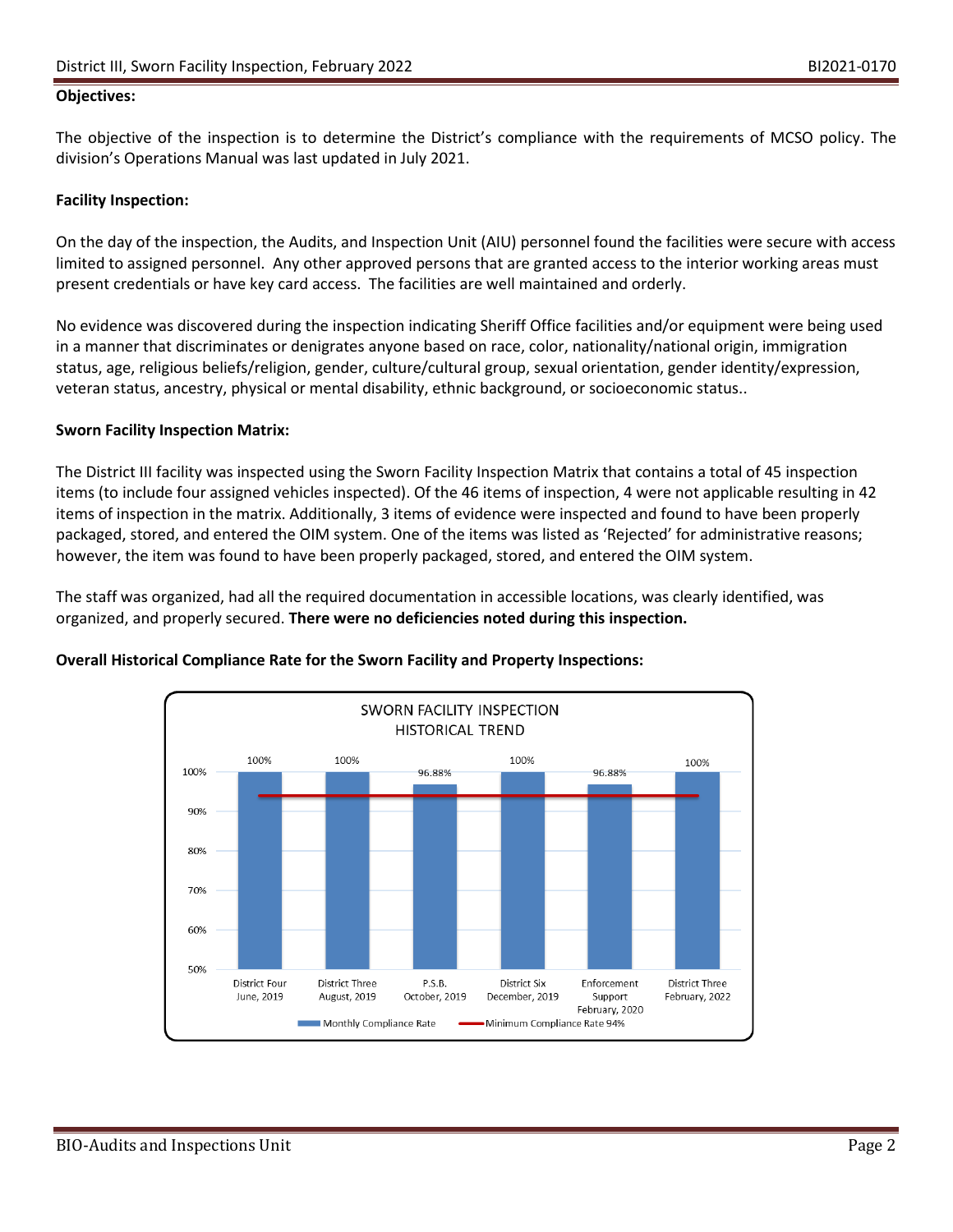**Objectives:**

The objective of the inspection is to determine the District's compliance with the requirements of MCSO policy. The division's Operations Manual was last updated in July 2021.

**Facility Inspection:**

On the day of the inspection, the Audits, and Inspection Unit (AIU) personnel found the facilities were secure with access limited to assigned personnel. Any other approved persons that are granted access to the interior working areas must present credentials or have key card access. The facilities are well maintained and orderly.

No evidence was discovered during the inspection indicating Sheriff Office facilities and/or equipment were being used in a manner that discriminates or denigrates anyone based on race, color, nationality/national origin, immigration status, age, religious beliefs/religion, gender, culture/cultural group, sexual orientation, gender identity/expression, veteran status, ancestry, physical or mental disability, ethnic background, or socioeconomic status..

**Sworn Facility Inspection Matrix:**

The District III facility was inspected using the Sworn Facility Inspection Matrix that contains a total of 45 inspection items (to include four assigned vehicles inspected). Of the 46 items of inspection, 4 were not applicable resulting in 42 items of inspection in the matrix. Additionally, 3 items of evidence were inspected and found to have been properly packaged, stored, and entered the OIM system. One of the items was listed as 'Rejected' for administrative reasons; however, the item was found to have been properly packaged, stored, and entered the OIM system.

The staff was organized, had all the required documentation in accessible locations, was clearly identified, was organized, and properly secured. **There were no deficiencies noted during this inspection.**

**Overall Historical Compliance Rate for the Sworn Facility and Property Inspections:**

SWORN FACILITY INSPECTION HISTORICAL TREND

| Inspection | Monthly Compliance Rate | Minimum Compliance Rate |
|---|---|---|
| District Four June, 2019 | 100% | 94% |
| District Three August, 2019 | 100% | 94% |
| P.S.B. October, 2019 | 96.88% | 94% |
| District Six December, 2019 | 100% | 94% |
| Enforcement Support February, 2020 | 96.88% | 94% |
| District Three February, 2022 | 100% | 94% |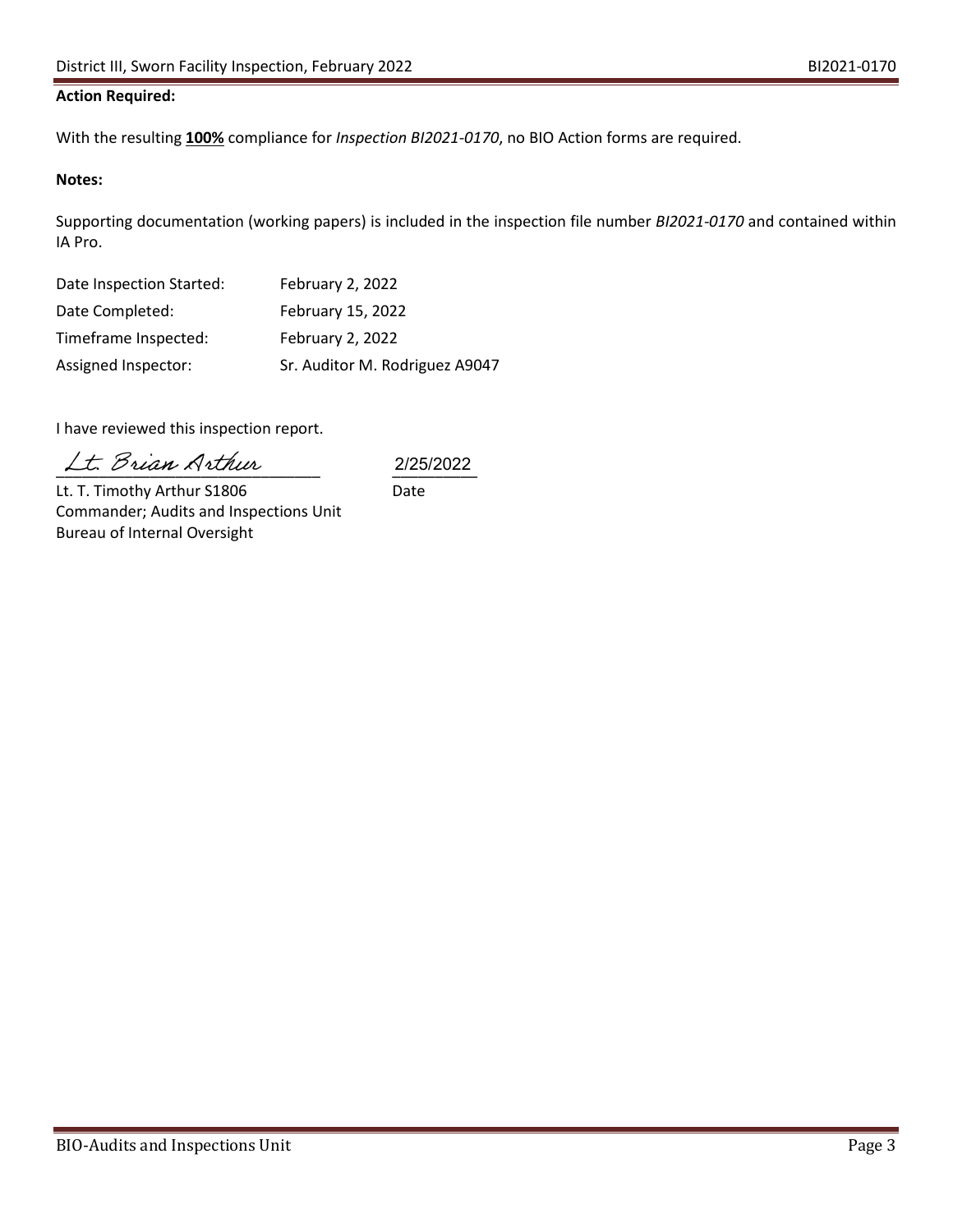**Action Required:**

With the resulting **100%** compliance for *Inspection BI2021-0170*, no BIO Action forms are required.

**Notes:**

Supporting documentation (working papers) is included in the inspection file number *BI2021-0170* and contained within IA Pro.

| | |
|---|---|
| Date Inspection Started: | February 2, 2022 |
| Date Completed: | February 15, 2022 |
| Timeframe Inspected: | February 2, 2022 |
| Assigned Inspector: | Sr. Auditor M. Rodriguez A9047 |

I have reviewed this inspection report.

Lt. Brian Arthur　　　　2/25/2022

Lt. T. Timothy Arthur S1806　　　　Date
Commander; Audits and Inspections Unit
Bureau of Internal Oversight